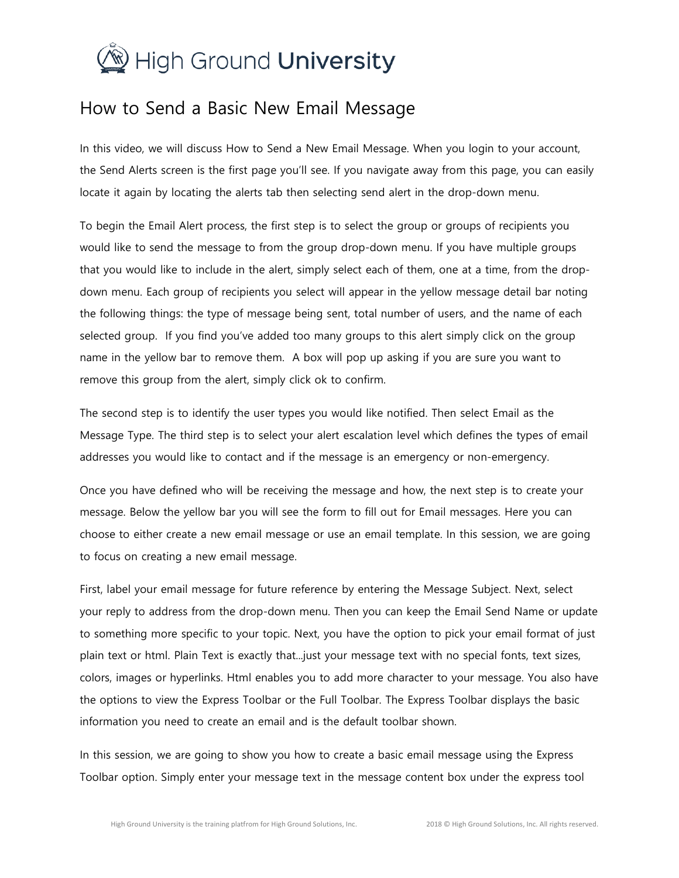# How to Send a Basic New Email Message

In this video, we will discuss How to Send a New Email Message. When you login to your account, the Send Alerts screen is the first page you'll see. If you navigate away from this page, you can easily locate it again by locating the alerts tab then selecting send alert in the drop-down menu.

To begin the Email Alert process, the first step is to select the group or groups of recipients you would like to send the message to from the group drop-down menu. If you have multiple groups that you would like to include in the alert, simply select each of them, one at a time, from the drop-down menu. Each group of recipients you select will appear in the yellow message detail bar noting the following things: the type of message being sent, total number of users, and the name of each selected group. If you find you've added too many groups to this alert simply click on the group name in the yellow bar to remove them. A box will pop up asking if you are sure you want to remove this group from the alert, simply click ok to confirm.

The second step is to identify the user types you would like notified. Then select Email as the Message Type. The third step is to select your alert escalation level which defines the types of email addresses you would like to contact and if the message is an emergency or non-emergency.

Once you have defined who will be receiving the message and how, the next step is to create your message. Below the yellow bar you will see the form to fill out for Email messages. Here you can choose to either create a new email message or use an email template. In this session, we are going to focus on creating a new email message.

First, label your email message for future reference by entering the Message Subject. Next, select your reply to address from the drop-down menu. Then you can keep the Email Send Name or update to something more specific to your topic. Next, you have the option to pick your email format of just plain text or html. Plain Text is exactly that…just your message text with no special fonts, text sizes, colors, images or hyperlinks. Html enables you to add more character to your message. You also have the options to view the Express Toolbar or the Full Toolbar. The Express Toolbar displays the basic information you need to create an email and is the default toolbar shown.

In this session, we are going to show you how to create a basic email message using the Express Toolbar option. Simply enter your message text in the message content box under the express tool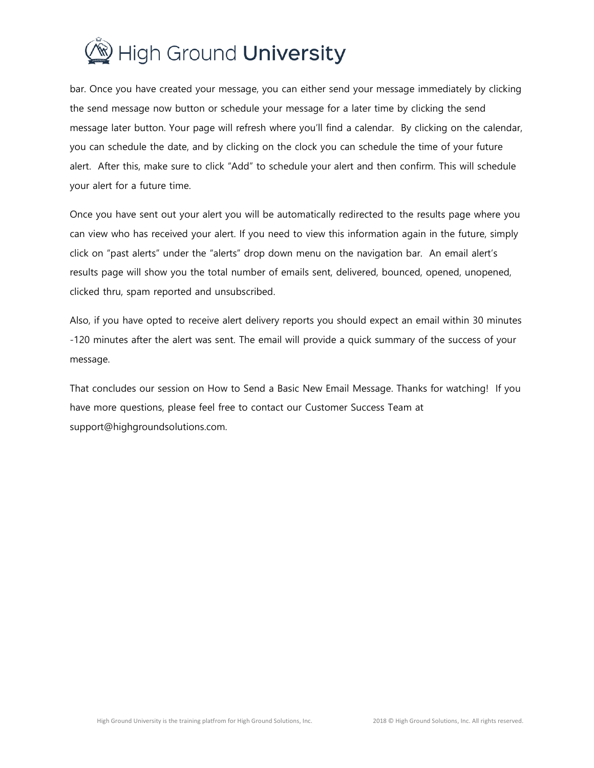bar. Once you have created your message, you can either send your message immediately by clicking the send message now button or schedule your message for a later time by clicking the send message later button. Your page will refresh where you'll find a calendar. By clicking on the calendar, you can schedule the date, and by clicking on the clock you can schedule the time of your future alert. After this, make sure to click "Add" to schedule your alert and then confirm. This will schedule your alert for a future time.

Once you have sent out your alert you will be automatically redirected to the results page where you can view who has received your alert. If you need to view this information again in the future, simply click on "past alerts" under the "alerts" drop down menu on the navigation bar. An email alert's results page will show you the total number of emails sent, delivered, bounced, opened, unopened, clicked thru, spam reported and unsubscribed.

Also, if you have opted to receive alert delivery reports you should expect an email within 30 minutes -120 minutes after the alert was sent. The email will provide a quick summary of the success of your message.

That concludes our session on How to Send a Basic New Email Message. Thanks for watching! If you have more questions, please feel free to contact our Customer Success Team at support@highgroundsolutions.com.